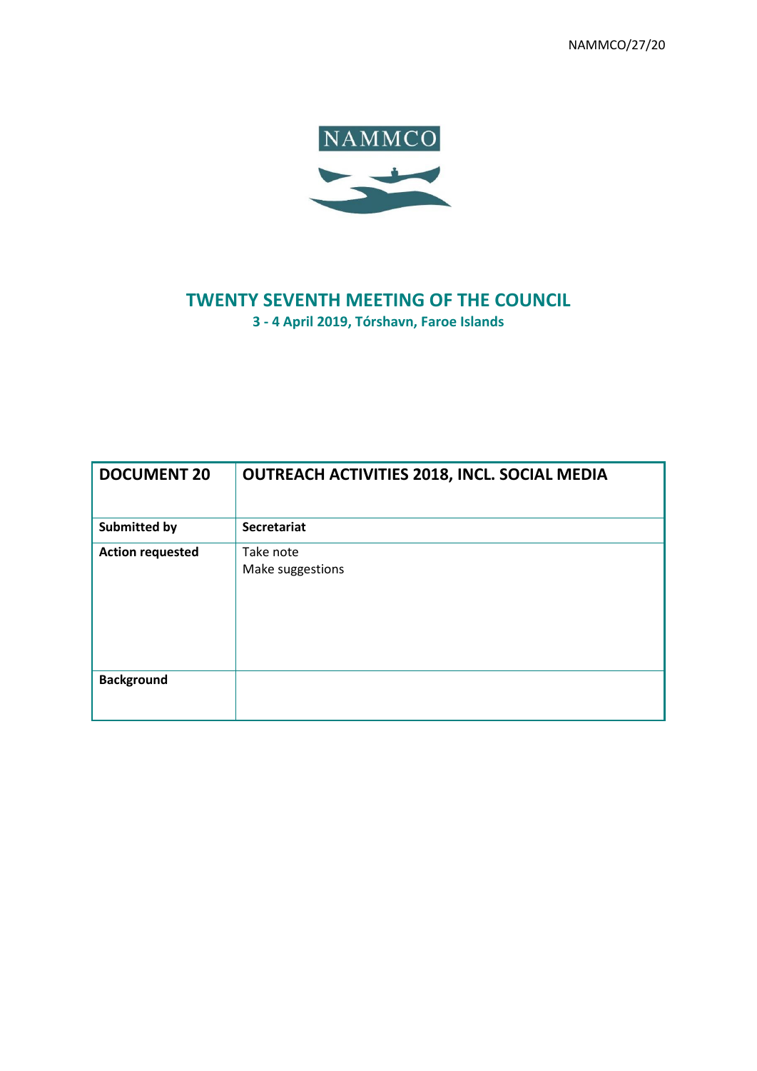NAMMCO/27/20

NAMMCO

# TWENTY SEVENTH MEETING OF THE COUNCIL

**3 - 4 April 2019, Tórshavn, Faroe Islands**

| **DOCUMENT 20** | **OUTREACH ACTIVITIES 2018, INCL. SOCIAL MEDIA** |
| --- | --- |
| **Submitted by** | **Secretariat** |
| **Action requested** | Take note<br>Make suggestions |
| **Background** | |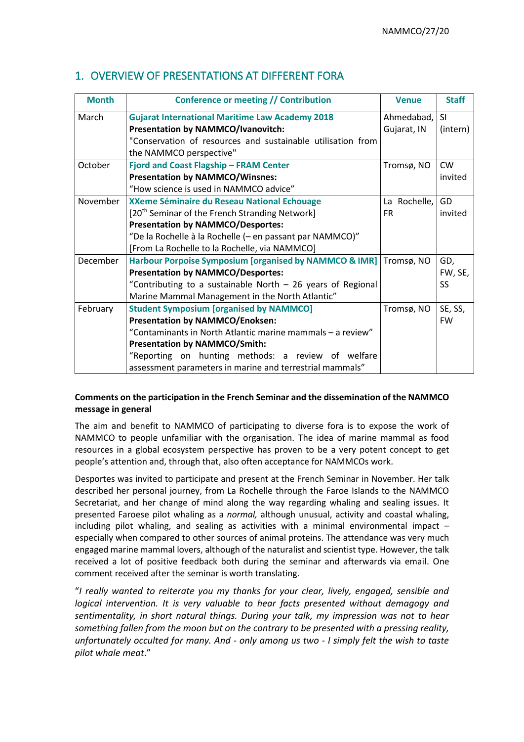## 1. OVERVIEW OF PRESENTATIONS AT DIFFERENT FORA

| Month | Conference or meeting // Contribution | Venue | Staff |
|---|---|---|---|
| March | **Gujarat International Maritime Law Academy 2018**<br>**Presentation by NAMMCO/Ivanovitch:**<br>"Conservation of resources and sustainable utilisation from the NAMMCO perspective" | Ahmedabad, Gujarat, IN | SI (intern) |
| October | **Fjord and Coast Flagship – FRAM Center**<br>**Presentation by NAMMCO/Winsnes:**<br>"How science is used in NAMMCO advice" | Tromsø, NO | CW invited |
| November | **XXeme Séminaire du Reseau National Echouage**<br>[20th Seminar of the French Stranding Network]<br>**Presentation by NAMMCO/Desportes:**<br>"De la Rochelle à la Rochelle (– en passant par NAMMCO)"<br>[From La Rochelle to la Rochelle, via NAMMCO] | La Rochelle, FR | GD invited |
| December | **Harbour Porpoise Symposium [organised by NAMMCO & IMR]**<br>**Presentation by NAMMCO/Desportes:**<br>"Contributing to a sustainable North – 26 years of Regional Marine Mammal Management in the North Atlantic" | Tromsø, NO | GD, FW, SE, SS |
| February | **Student Symposium [organised by NAMMCO]**<br>**Presentation by NAMMCO/Enoksen:**<br>"Contaminants in North Atlantic marine mammals – a review"<br>**Presentation by NAMMCO/Smith:**<br>"Reporting on hunting methods: a review of welfare assessment parameters in marine and terrestrial mammals" | Tromsø, NO | SE, SS, FW |

**Comments on the participation in the French Seminar and the dissemination of the NAMMCO message in general**

The aim and benefit to NAMMCO of participating to diverse fora is to expose the work of NAMMCO to people unfamiliar with the organisation. The idea of marine mammal as food resources in a global ecosystem perspective has proven to be a very potent concept to get people's attention and, through that, also often acceptance for NAMMCOs work.

Desportes was invited to participate and present at the French Seminar in November. Her talk described her personal journey, from La Rochelle through the Faroe Islands to the NAMMCO Secretariat, and her change of mind along the way regarding whaling and sealing issues. It presented Faroese pilot whaling as a *normal,* although unusual, activity and coastal whaling, including pilot whaling, and sealing as activities with a minimal environmental impact – especially when compared to other sources of animal proteins. The attendance was very much engaged marine mammal lovers, although of the naturalist and scientist type. However, the talk received a lot of positive feedback both during the seminar and afterwards via email. One comment received after the seminar is worth translating.

"*I really wanted to reiterate you my thanks for your clear, lively, engaged, sensible and logical intervention. It is very valuable to hear facts presented without demagogy and sentimentality, in short natural things. During your talk, my impression was not to hear something fallen from the moon but on the contrary to be presented with a pressing reality, unfortunately occulted for many. And - only among us two - I simply felt the wish to taste pilot whale meat*."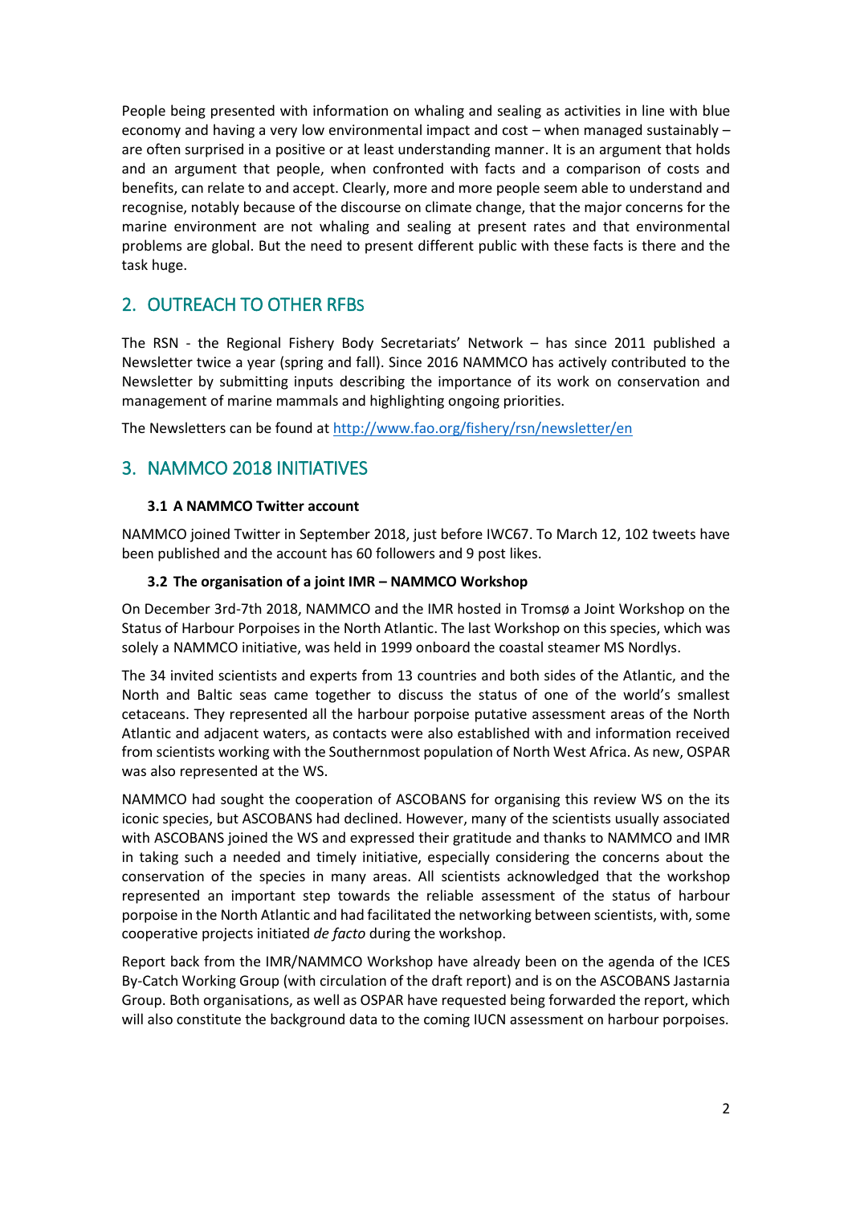People being presented with information on whaling and sealing as activities in line with blue economy and having a very low environmental impact and cost – when managed sustainably – are often surprised in a positive or at least understanding manner. It is an argument that holds and an argument that people, when confronted with facts and a comparison of costs and benefits, can relate to and accept. Clearly, more and more people seem able to understand and recognise, notably because of the discourse on climate change, that the major concerns for the marine environment are not whaling and sealing at present rates and that environmental problems are global. But the need to present different public with these facts is there and the task huge.

## 2. OUTREACH TO OTHER RFBS

The RSN - the Regional Fishery Body Secretariats' Network – has since 2011 published a Newsletter twice a year (spring and fall). Since 2016 NAMMCO has actively contributed to the Newsletter by submitting inputs describing the importance of its work on conservation and management of marine mammals and highlighting ongoing priorities.

The Newsletters can be found at http://www.fao.org/fishery/rsn/newsletter/en

## 3. NAMMCO 2018 INITIATIVES

### 3.1 A NAMMCO Twitter account

NAMMCO joined Twitter in September 2018, just before IWC67. To March 12, 102 tweets have been published and the account has 60 followers and 9 post likes.

### 3.2 The organisation of a joint IMR – NAMMCO Workshop

On December 3rd-7th 2018, NAMMCO and the IMR hosted in Tromsø a Joint Workshop on the Status of Harbour Porpoises in the North Atlantic. The last Workshop on this species, which was solely a NAMMCO initiative, was held in 1999 onboard the coastal steamer MS Nordlys.

The 34 invited scientists and experts from 13 countries and both sides of the Atlantic, and the North and Baltic seas came together to discuss the status of one of the world's smallest cetaceans. They represented all the harbour porpoise putative assessment areas of the North Atlantic and adjacent waters, as contacts were also established with and information received from scientists working with the Southernmost population of North West Africa. As new, OSPAR was also represented at the WS.

NAMMCO had sought the cooperation of ASCOBANS for organising this review WS on the its iconic species, but ASCOBANS had declined. However, many of the scientists usually associated with ASCOBANS joined the WS and expressed their gratitude and thanks to NAMMCO and IMR in taking such a needed and timely initiative, especially considering the concerns about the conservation of the species in many areas. All scientists acknowledged that the workshop represented an important step towards the reliable assessment of the status of harbour porpoise in the North Atlantic and had facilitated the networking between scientists, with, some cooperative projects initiated *de facto* during the workshop.

Report back from the IMR/NAMMCO Workshop have already been on the agenda of the ICES By-Catch Working Group (with circulation of the draft report) and is on the ASCOBANS Jastarnia Group. Both organisations, as well as OSPAR have requested being forwarded the report, which will also constitute the background data to the coming IUCN assessment on harbour porpoises.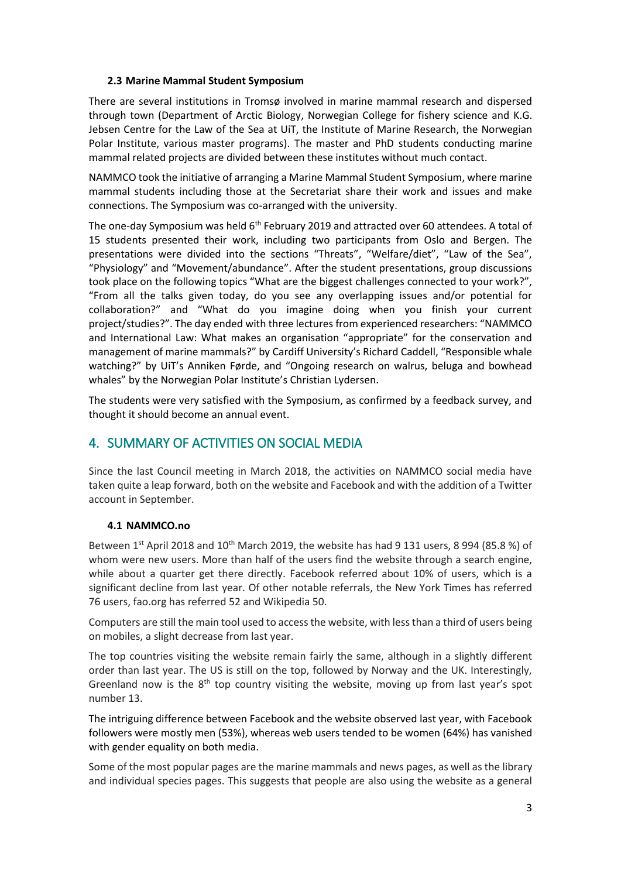### 2.3 Marine Mammal Student Symposium

There are several institutions in Tromsø involved in marine mammal research and dispersed through town (Department of Arctic Biology, Norwegian College for fishery science and K.G. Jebsen Centre for the Law of the Sea at UiT, the Institute of Marine Research, the Norwegian Polar Institute, various master programs). The master and PhD students conducting marine mammal related projects are divided between these institutes without much contact.

NAMMCO took the initiative of arranging a Marine Mammal Student Symposium, where marine mammal students including those at the Secretariat share their work and issues and make connections. The Symposium was co-arranged with the university.

The one-day Symposium was held 6th February 2019 and attracted over 60 attendees. A total of 15 students presented their work, including two participants from Oslo and Bergen. The presentations were divided into the sections "Threats", "Welfare/diet", "Law of the Sea", "Physiology" and "Movement/abundance". After the student presentations, group discussions took place on the following topics "What are the biggest challenges connected to your work?", "From all the talks given today, do you see any overlapping issues and/or potential for collaboration?" and "What do you imagine doing when you finish your current project/studies?". The day ended with three lectures from experienced researchers: "NAMMCO and International Law: What makes an organisation "appropriate" for the conservation and management of marine mammals?" by Cardiff University's Richard Caddell, "Responsible whale watching?" by UiT's Anniken Førde, and "Ongoing research on walrus, beluga and bowhead whales" by the Norwegian Polar Institute's Christian Lydersen.

The students were very satisfied with the Symposium, as confirmed by a feedback survey, and thought it should become an annual event.

## 4. SUMMARY OF ACTIVITIES ON SOCIAL MEDIA

Since the last Council meeting in March 2018, the activities on NAMMCO social media have taken quite a leap forward, both on the website and Facebook and with the addition of a Twitter account in September.

### 4.1 NAMMCO.no

Between 1st April 2018 and 10th March 2019, the website has had 9 131 users, 8 994 (85.8 %) of whom were new users. More than half of the users find the website through a search engine, while about a quarter get there directly. Facebook referred about 10% of users, which is a significant decline from last year. Of other notable referrals, the New York Times has referred 76 users, fao.org has referred 52 and Wikipedia 50.

Computers are still the main tool used to access the website, with less than a third of users being on mobiles, a slight decrease from last year.

The top countries visiting the website remain fairly the same, although in a slightly different order than last year. The US is still on the top, followed by Norway and the UK. Interestingly, Greenland now is the 8th top country visiting the website, moving up from last year's spot number 13.

The intriguing difference between Facebook and the website observed last year, with Facebook followers were mostly men (53%), whereas web users tended to be women (64%) has vanished with gender equality on both media.

Some of the most popular pages are the marine mammals and news pages, as well as the library and individual species pages. This suggests that people are also using the website as a general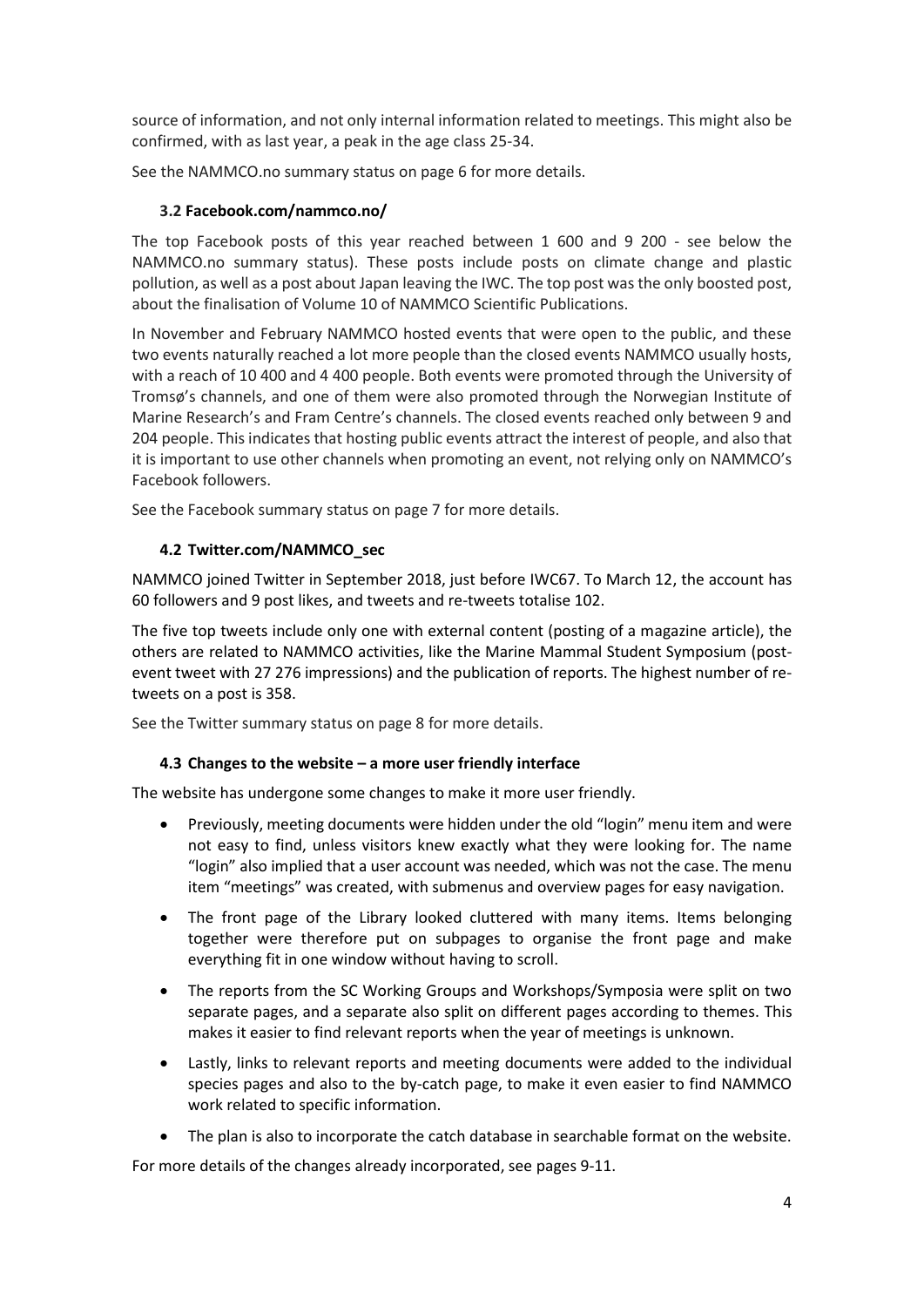source of information, and not only internal information related to meetings. This might also be confirmed, with as last year, a peak in the age class 25-34.

See the NAMMCO.no summary status on page 6 for more details.

### 3.2 Facebook.com/nammco.no/

The top Facebook posts of this year reached between 1 600 and 9 200 - see below the NAMMCO.no summary status). These posts include posts on climate change and plastic pollution, as well as a post about Japan leaving the IWC. The top post was the only boosted post, about the finalisation of Volume 10 of NAMMCO Scientific Publications.

In November and February NAMMCO hosted events that were open to the public, and these two events naturally reached a lot more people than the closed events NAMMCO usually hosts, with a reach of 10 400 and 4 400 people. Both events were promoted through the University of Tromsø's channels, and one of them were also promoted through the Norwegian Institute of Marine Research's and Fram Centre's channels. The closed events reached only between 9 and 204 people. This indicates that hosting public events attract the interest of people, and also that it is important to use other channels when promoting an event, not relying only on NAMMCO's Facebook followers.

See the Facebook summary status on page 7 for more details.

### 4.2 Twitter.com/NAMMCO_sec

NAMMCO joined Twitter in September 2018, just before IWC67. To March 12, the account has 60 followers and 9 post likes, and tweets and re-tweets totalise 102.

The five top tweets include only one with external content (posting of a magazine article), the others are related to NAMMCO activities, like the Marine Mammal Student Symposium (post-event tweet with 27 276 impressions) and the publication of reports. The highest number of re-tweets on a post is 358.

See the Twitter summary status on page 8 for more details.

### 4.3 Changes to the website – a more user friendly interface

The website has undergone some changes to make it more user friendly.

- Previously, meeting documents were hidden under the old "login" menu item and were not easy to find, unless visitors knew exactly what they were looking for. The name "login" also implied that a user account was needed, which was not the case. The menu item "meetings" was created, with submenus and overview pages for easy navigation.
- The front page of the Library looked cluttered with many items. Items belonging together were therefore put on subpages to organise the front page and make everything fit in one window without having to scroll.
- The reports from the SC Working Groups and Workshops/Symposia were split on two separate pages, and a separate also split on different pages according to themes. This makes it easier to find relevant reports when the year of meetings is unknown.
- Lastly, links to relevant reports and meeting documents were added to the individual species pages and also to the by-catch page, to make it even easier to find NAMMCO work related to specific information.
- The plan is also to incorporate the catch database in searchable format on the website.

For more details of the changes already incorporated, see pages 9-11.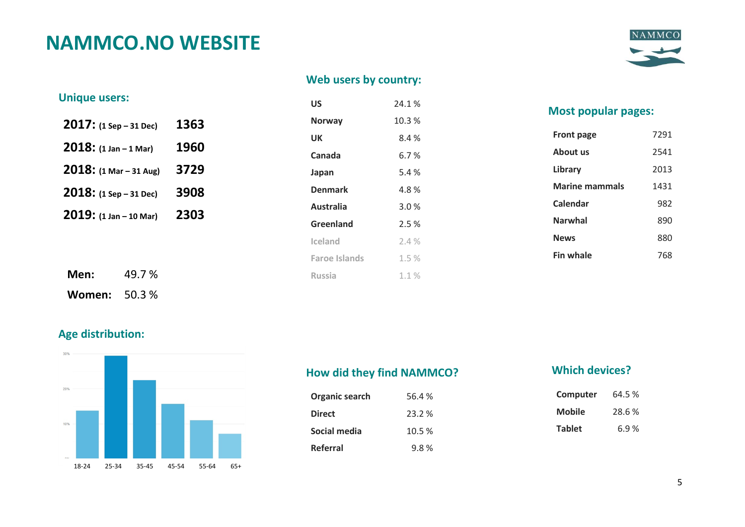# NAMMCO.NO WEBSITE

### Unique users:

| Period | Users |
|---|---|
| **2017:** (1 Sep – 31 Dec) | **1363** |
| **2018:** (1 Jan – 1 Mar) | **1960** |
| **2018:** (1 Mar – 31 Aug) | **3729** |
| **2018:** (1 Sep – 31 Dec) | **3908** |
| **2019:** (1 Jan – 10 Mar) | **2303** |

| | |
|---|---|
| **Men:** | 49.7 % |
| **Women:** | 50.3 % |

### Age distribution:

| Age | 18-24 | 25-34 | 35-45 | 45-54 | 55-64 | 65+ |
|---|---|---|---|---|---|---|

### Web users by country:

| Country | Share |
|---|---|
| **US** | 24.1 % |
| **Norway** | 10.3 % |
| **UK** | 8.4 % |
| **Canada** | 6.7 % |
| **Japan** | 5.4 % |
| **Denmark** | 4.8 % |
| **Australia** | 3.0 % |
| **Greenland** | 2.5 % |
| **Iceland** | 2.4 % |
| **Faroe Islands** | 1.5 % |
| **Russia** | 1.1 % |

### Most popular pages:

| Page | Views |
|---|---|
| **Front page** | 7291 |
| **About us** | 2541 |
| **Library** | 2013 |
| **Marine mammals** | 1431 |
| **Calendar** | 982 |
| **Narwhal** | 890 |
| **News** | 880 |
| **Fin whale** | 768 |

### How did they find NAMMCO?

| Source | Share |
|---|---|
| **Organic search** | 56.4 % |
| **Direct** | 23.2 % |
| **Social media** | 10.5 % |
| **Referral** | 9.8 % |

### Which devices?

| Device | Share |
|---|---|
| **Computer** | 64.5 % |
| **Mobile** | 28.6 % |
| **Tablet** | 6.9 % |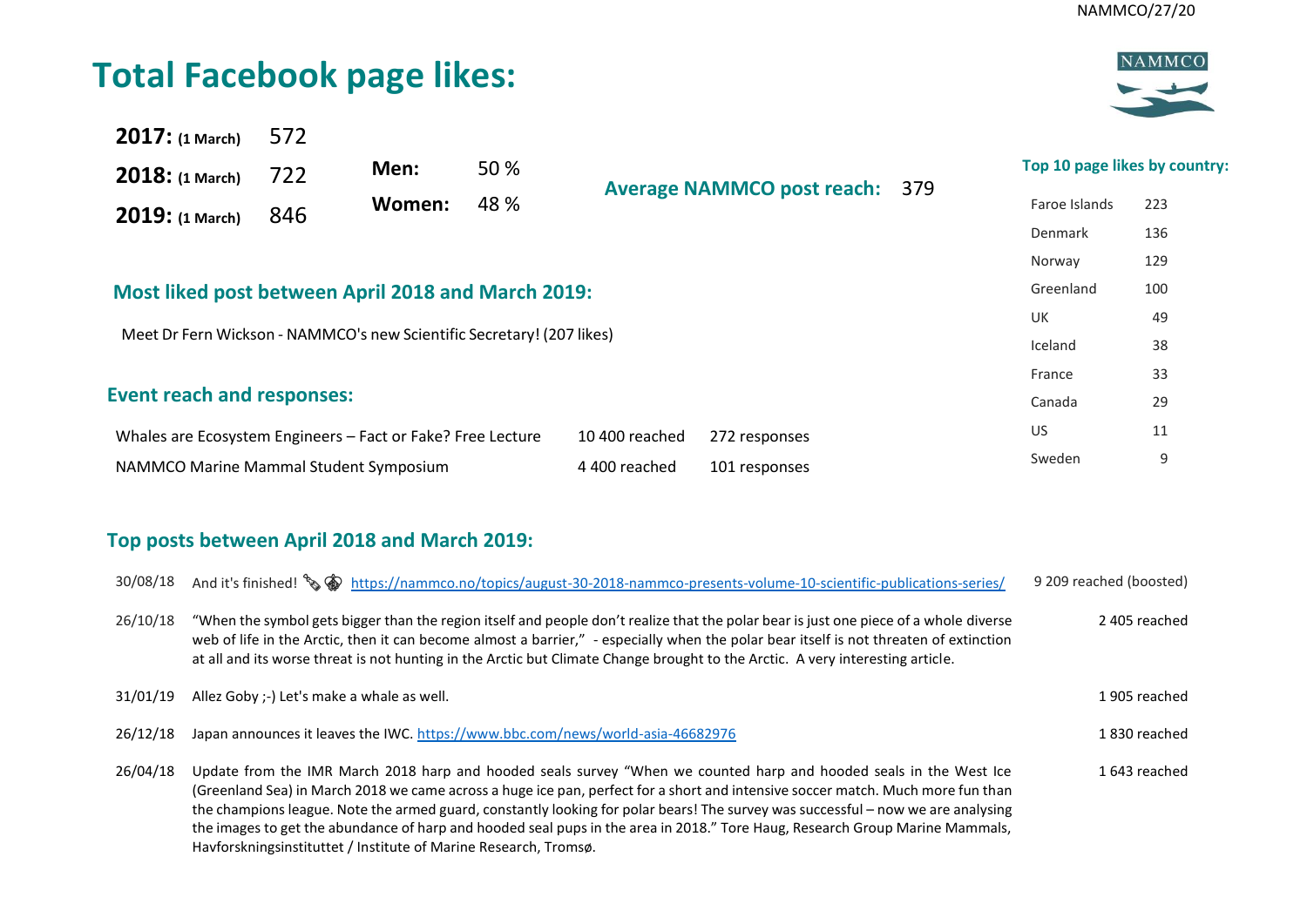# Total Facebook page likes:

**2017:** **(1 March)** 572

**2018:** **(1 March)** 722

**2019:** **(1 March)** 846

| | |
|---|---|
| **Men:** | 50 % |
| **Women:** | 48 % |

## Average NAMMCO post reach: 379

## Top 10 page likes by country:

| | |
|---|---|
| Faroe Islands | 223 |
| Denmark | 136 |
| Norway | 129 |
| Greenland | 100 |
| UK | 49 |
| Iceland | 38 |
| France | 33 |
| Canada | 29 |
| US | 11 |
| Sweden | 9 |

## Most liked post between April 2018 and March 2019:

Meet Dr Fern Wickson - NAMMCO's new Scientific Secretary! (207 likes)

## Event reach and responses:

| | | |
|---|---|---|
| Whales are Ecosystem Engineers – Fact or Fake? Free Lecture | 10 400 reached | 272 responses |
| NAMMCO Marine Mammal Student Symposium | 4 400 reached | 101 responses |

## Top posts between April 2018 and March 2019:

| | | |
|---|---|---|
| 30/08/18 | And it's finished! 🍾🎇 https://nammco.no/topics/august-30-2018-nammco-presents-volume-10-scientific-publications-series/ | 9 209 reached (boosted) |
| 26/10/18 | "When the symbol gets bigger than the region itself and people don't realize that the polar bear is just one piece of a whole diverse web of life in the Arctic, then it can become almost a barrier," - especially when the polar bear itself is not threaten of extinction at all and its worse threat is not hunting in the Arctic but Climate Change brought to the Arctic. A very interesting article. | 2 405 reached |
| 31/01/19 | Allez Goby ;-) Let's make a whale as well. | 1 905 reached |
| 26/12/18 | Japan announces it leaves the IWC. https://www.bbc.com/news/world-asia-46682976 | 1 830 reached |
| 26/04/18 | Update from the IMR March 2018 harp and hooded seals survey "When we counted harp and hooded seals in the West Ice (Greenland Sea) in March 2018 we came across a huge ice pan, perfect for a short and intensive soccer match. Much more fun than the champions league. Note the armed guard, constantly looking for polar bears! The survey was successful – now we are analysing the images to get the abundance of harp and hooded seal pups in the area in 2018." Tore Haug, Research Group Marine Mammals, Havforskningsinstituttet / Institute of Marine Research, Tromsø. | 1 643 reached |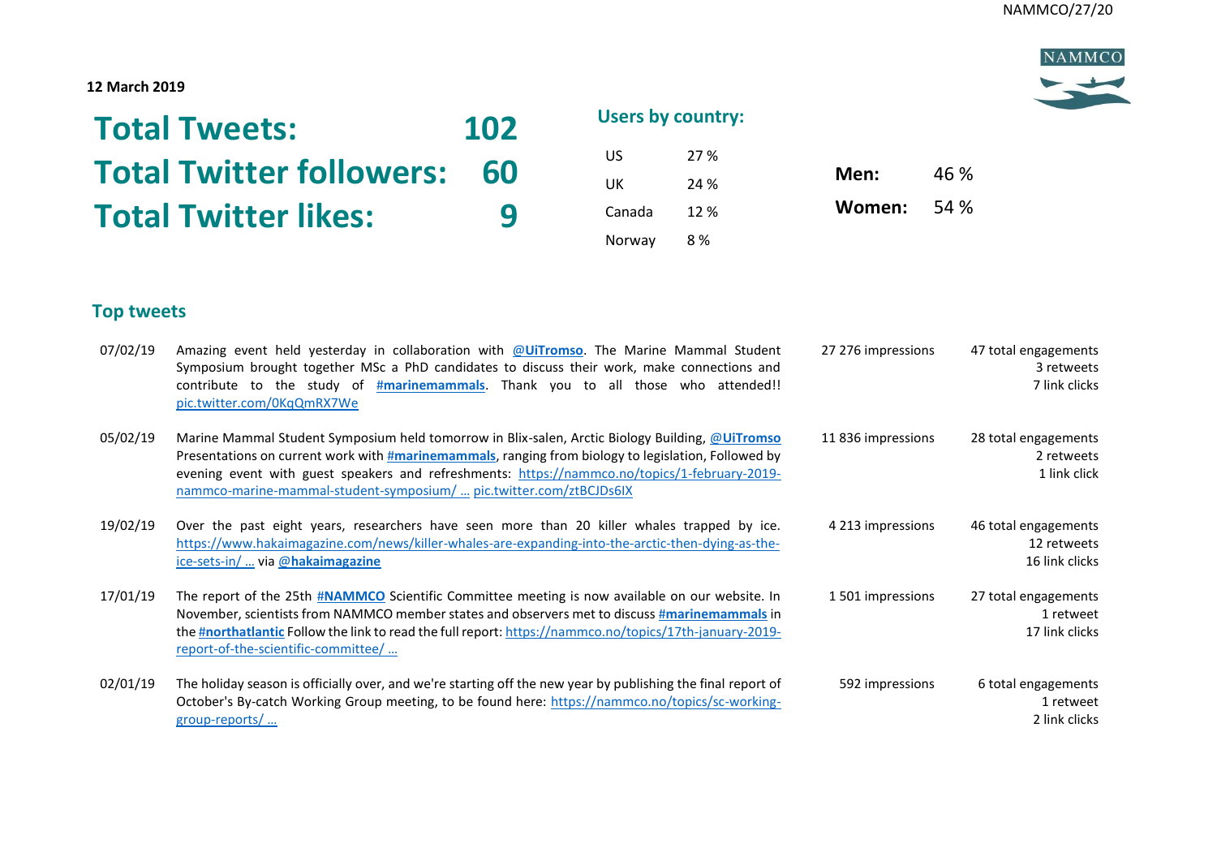12 March 2019

## Total Tweets: 102
## Total Twitter followers: 60
## Total Twitter likes: 9

### Users by country:

| | |
|---|---|
| US | 27 % |
| UK | 24 % |
| Canada | 12 % |
| Norway | 8 % |

| | |
|---|---|
| **Men:** | 46 % |
| **Women:** | 54 % |

## Top tweets

| Date | Tweet | Impressions | Engagements |
|---|---|---|---|
| 07/02/19 | Amazing event held yesterday in collaboration with **@UiTromso**. The Marine Mammal Student Symposium brought together MSc a PhD candidates to discuss their work, make connections and contribute to the study of **#marinemammals**. Thank you to all those who attended!! pic.twitter.com/0KqQmRX7We | 27 276 impressions | 47 total engagements<br>3 retweets<br>7 link clicks |
| 05/02/19 | Marine Mammal Student Symposium held tomorrow in Blix-salen, Arctic Biology Building, **@UiTromso** Presentations on current work with **#marinemammals**, ranging from biology to legislation, Followed by evening event with guest speakers and refreshments: https://nammco.no/topics/1-february-2019-nammco-marine-mammal-student-symposium/ … pic.twitter.com/ztBCJDs6IX | 11 836 impressions | 28 total engagements<br>2 retweets<br>1 link click |
| 19/02/19 | Over the past eight years, researchers have seen more than 20 killer whales trapped by ice. https://www.hakaimagazine.com/news/killer-whales-are-expanding-into-the-arctic-then-dying-as-the-ice-sets-in/ … via **@hakaimagazine** | 4 213 impressions | 46 total engagements<br>12 retweets<br>16 link clicks |
| 17/01/19 | The report of the 25th **#NAMMCO** Scientific Committee meeting is now available on our website. In November, scientists from NAMMCO member states and observers met to discuss **#marinemammals** in the **#northatlantic** Follow the link to read the full report: https://nammco.no/topics/17th-january-2019-report-of-the-scientific-committee/ … | 1 501 impressions | 27 total engagements<br>1 retweet<br>17 link clicks |
| 02/01/19 | The holiday season is officially over, and we're starting off the new year by publishing the final report of October's By-catch Working Group meeting, to be found here: https://nammco.no/topics/sc-working-group-reports/ … | 592 impressions | 6 total engagements<br>1 retweet<br>2 link clicks |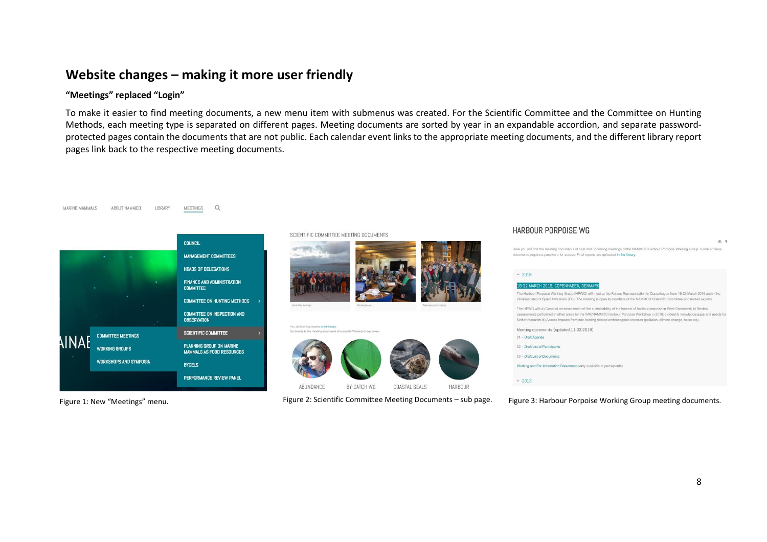## Website changes – making it more user friendly

### "Meetings" replaced "Login"

To make it easier to find meeting documents, a new menu item with submenus was created. For the Scientific Committee and the Committee on Hunting Methods, each meeting type is separated on different pages. Meeting documents are sorted by year in an expandable accordion, and separate password-protected pages contain the documents that are not public. Each calendar event links to the appropriate meeting documents, and the different library report pages link back to the respective meeting documents.

Figure 1: New "Meetings" menu.

Figure 2: Scientific Committee Meeting Documents – sub page.

Figure 3: Harbour Porpoise Working Group meeting documents.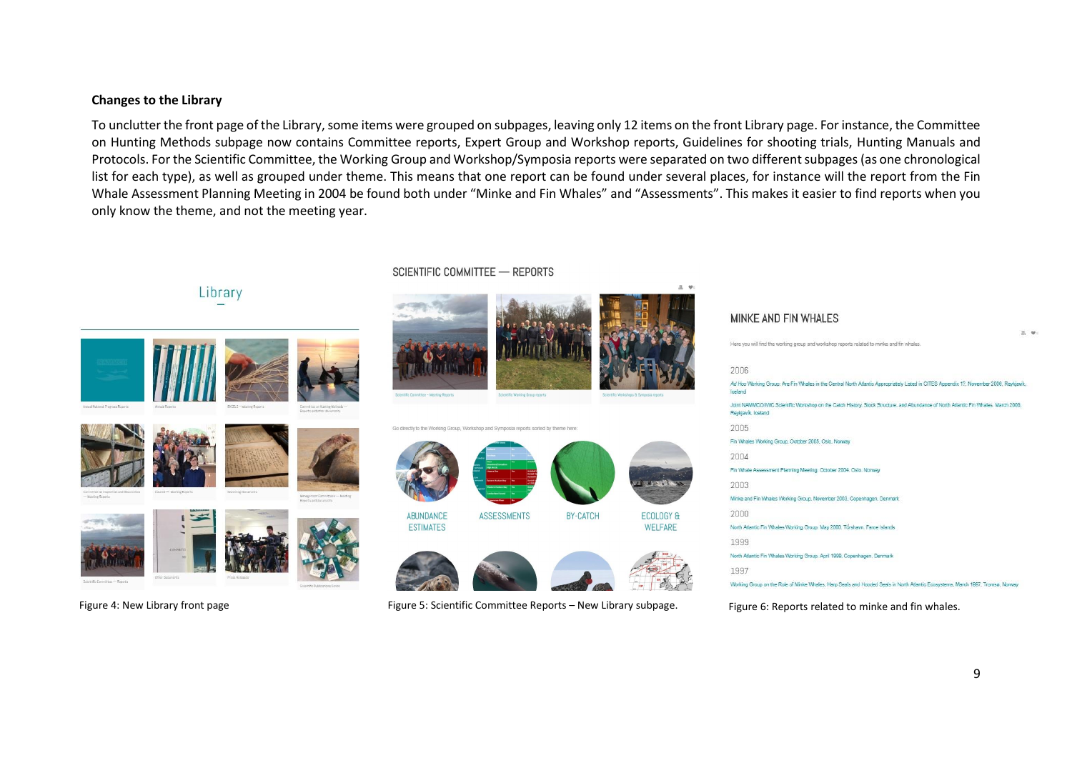**Changes to the Library**

To unclutter the front page of the Library, some items were grouped on subpages, leaving only 12 items on the front Library page. For instance, the Committee on Hunting Methods subpage now contains Committee reports, Expert Group and Workshop reports, Guidelines for shooting trials, Hunting Manuals and Protocols. For the Scientific Committee, the Working Group and Workshop/Symposia reports were separated on two different subpages (as one chronological list for each type), as well as grouped under theme. This means that one report can be found under several places, for instance will the report from the Fin Whale Assessment Planning Meeting in 2004 be found both under "Minke and Fin Whales" and "Assessments". This makes it easier to find reports when you only know the theme, and not the meeting year.

Figure 4: New Library front page

Figure 5: Scientific Committee Reports – New Library subpage.

Figure 6: Reports related to minke and fin whales.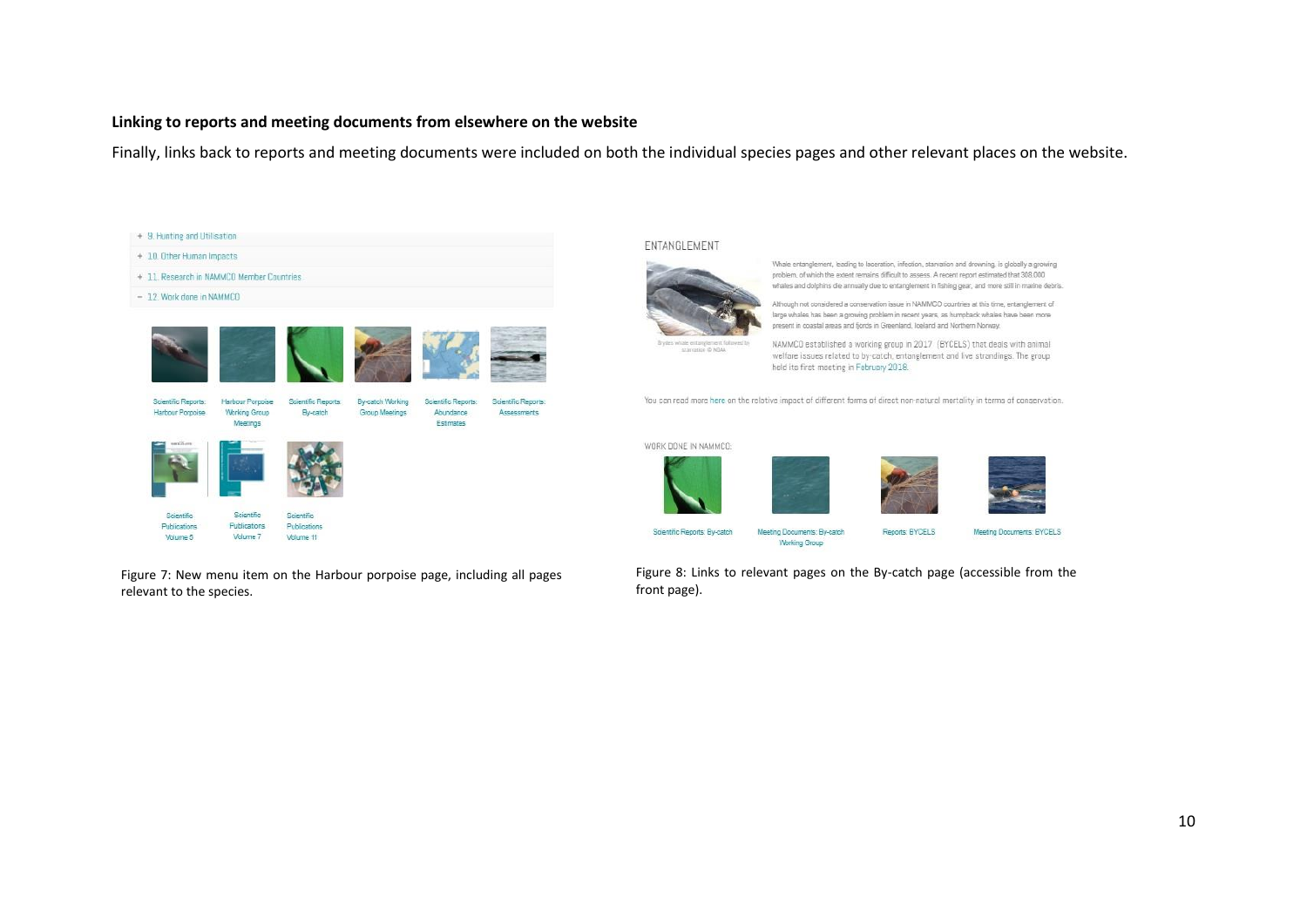**Linking to reports and meeting documents from elsewhere on the website**

Finally, links back to reports and meeting documents were included on both the individual species pages and other relevant places on the website.

Figure 7: New menu item on the Harbour porpoise page, including all pages relevant to the species.

Figure 8: Links to relevant pages on the By-catch page (accessible from the front page).